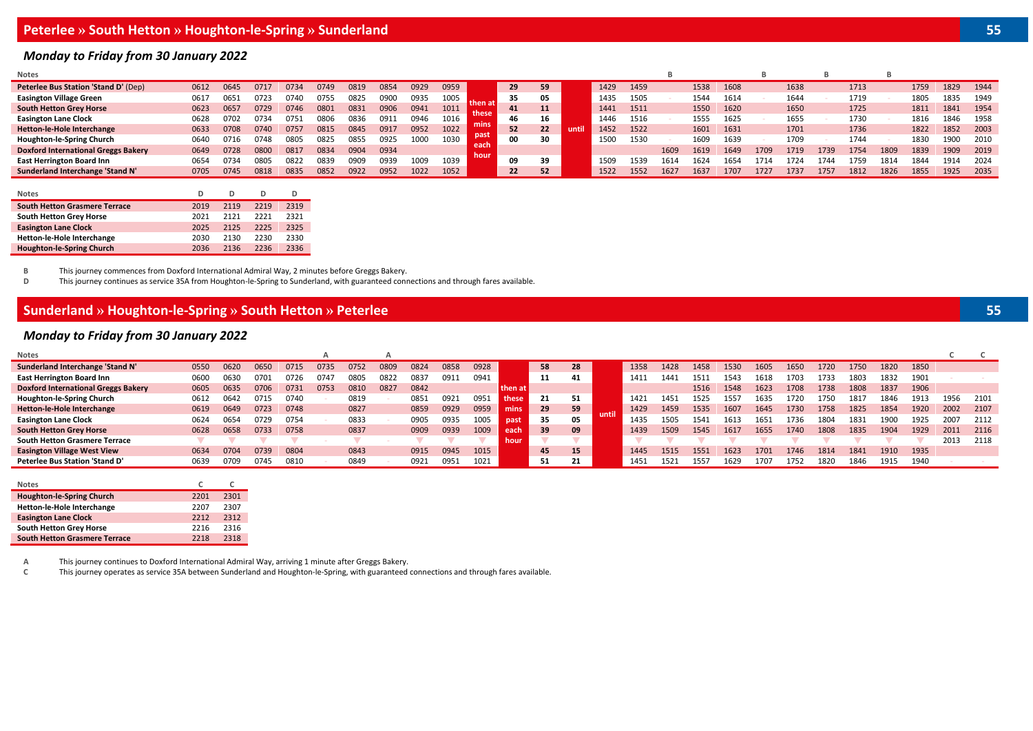# Peterlee » South Hetton » Houghton-le-Spring » Sunderland

**55**

## *Monday to Friday from 30 January 2022*

| Notes | | | | | | | | | | | | | | | | B | | | B | | B | | B | | | |
|---|---|---|---|---|---|---|---|---|---|---|---|---|---|---|---|---|---|---|---|---|---|---|---|---|---|---|
| **Peterlee Bus Station 'Stand D'** (Dep) | 0612 | 0645 | 0717 | 0734 | 0749 | 0819 | 0854 | 0929 | 0959 | then at these mins past each hour | 29 | 59 | until | 1429 | 1459 | | 1538 | 1608 | | 1638 | | 1713 | | 1759 | 1829 | 1944 |
| **Easington Village Green** | 0617 | 0651 | 0723 | 0740 | 0755 | 0825 | 0900 | 0935 | 1005 | | 35 | 05 | | 1435 | 1505 | - | 1544 | 1614 | - | 1644 | - | 1719 | - | 1805 | 1835 | 1949 |
| **South Hetton Grey Horse** | 0623 | 0657 | 0729 | 0746 | 0801 | 0831 | 0906 | 0941 | 1011 | | 41 | 11 | | 1441 | 1511 | | 1550 | 1620 | | 1650 | | 1725 | | 1811 | 1841 | 1954 |
| **Easington Lane Clock** | 0628 | 0702 | 0734 | 0751 | 0806 | 0836 | 0911 | 0946 | 1016 | | 46 | 16 | | 1446 | 1516 | - | 1555 | 1625 | - | 1655 | - | 1730 | - | 1816 | 1846 | 1958 |
| **Hetton-le-Hole Interchange** | 0633 | 0708 | 0740 | 0757 | 0815 | 0845 | 0917 | 0952 | 1022 | | 52 | 22 | | 1452 | 1522 | | 1601 | 1631 | | 1701 | | 1736 | | 1822 | 1852 | 2003 |
| **Houghton-le-Spring Church** | 0640 | 0716 | 0748 | 0805 | 0825 | 0855 | 0925 | 1000 | 1030 | | 00 | 30 | | 1500 | 1530 | - | 1609 | 1639 | - | 1709 | - | 1744 | - | 1830 | 1900 | 2010 |
| **Doxford International Greggs Bakery** | 0649 | 0728 | 0800 | 0817 | 0834 | 0904 | 0934 | | | | | | | | | 1609 | 1619 | 1649 | 1709 | 1719 | 1739 | 1754 | 1809 | 1839 | 1909 | 2019 |
| **East Herrington Board Inn** | 0654 | 0734 | 0805 | 0822 | 0839 | 0909 | 0939 | 1009 | 1039 | | 09 | 39 | | 1509 | 1539 | 1614 | 1624 | 1654 | 1714 | 1724 | 1744 | 1759 | 1814 | 1844 | 1914 | 2024 |
| **Sunderland Interchange 'Stand N'** | 0705 | 0745 | 0818 | 0835 | 0852 | 0922 | 0952 | 1022 | 1052 | | 22 | 52 | | 1522 | 1552 | 1627 | 1637 | 1707 | 1727 | 1737 | 1757 | 1812 | 1826 | 1855 | 1925 | 2035 |

| Notes | D | D | D | D |
|---|---|---|---|---|
| **South Hetton Grasmere Terrace** | 2019 | 2119 | 2219 | 2319 |
| **South Hetton Grey Horse** | 2021 | 2121 | 2221 | 2321 |
| **Easington Lane Clock** | 2025 | 2125 | 2225 | 2325 |
| **Hetton-le-Hole Interchange** | 2030 | 2130 | 2230 | 2330 |
| **Houghton-le-Spring Church** | 2036 | 2136 | 2236 | 2336 |

**B** This journey commences from Doxford International Admiral Way, 2 minutes before Greggs Bakery.

**D** This journey continues as service 35A from Houghton-le-Spring to Sunderland, with guaranteed connections and through fares available.

# Sunderland » Houghton-le-Spring » South Hetton » Peterlee

**55**

## *Monday to Friday from 30 January 2022*

| Notes | | | | | A | | A | | | | | | | | | | | | | | | | | | C | C |
|---|---|---|---|---|---|---|---|---|---|---|---|---|---|---|---|---|---|---|---|---|---|---|---|---|---|---|
| **Sunderland Interchange 'Stand N'** | 0550 | 0620 | 0650 | 0715 | 0735 | 0752 | 0809 | 0824 | 0858 | 0928 | then at these mins past each hour | 58 | 28 | until | 1358 | 1428 | 1458 | 1530 | 1605 | 1650 | 1720 | 1750 | 1820 | 1850 | | |
| **East Herrington Board Inn** | 0600 | 0630 | 0701 | 0726 | 0747 | 0805 | 0822 | 0837 | 0911 | 0941 | | 11 | 41 | | 1411 | 1441 | 1511 | 1543 | 1618 | 1703 | 1733 | 1803 | 1832 | 1901 | - | - |
| **Doxford International Greggs Bakery** | 0605 | 0635 | 0706 | 0731 | 0753 | 0810 | 0827 | 0842 | | | | | | | | | 1516 | 1548 | 1623 | 1708 | 1738 | 1808 | 1837 | 1906 | | |
| **Houghton-le-Spring Church** | 0612 | 0642 | 0715 | 0740 | - | 0819 | - | 0851 | 0921 | 0951 | | 21 | 51 | | 1421 | 1451 | 1525 | 1557 | 1635 | 1720 | 1750 | 1817 | 1846 | 1913 | 1956 | 2101 |
| **Hetton-le-Hole Interchange** | 0619 | 0649 | 0723 | 0748 | | 0827 | | 0859 | 0929 | 0959 | | 29 | 59 | | 1429 | 1459 | 1535 | 1607 | 1645 | 1730 | 1758 | 1825 | 1854 | 1920 | 2002 | 2107 |
| **Easington Lane Clock** | 0624 | 0654 | 0729 | 0754 | - | 0833 | - | 0905 | 0935 | 1005 | | 35 | 05 | | 1435 | 1505 | 1541 | 1613 | 1651 | 1736 | 1804 | 1831 | 1900 | 1925 | 2007 | 2112 |
| **South Hetton Grey Horse** | 0628 | 0658 | 0733 | 0758 | | 0837 | | 0909 | 0939 | 1009 | | 39 | 09 | | 1439 | 1509 | 1545 | 1617 | 1655 | 1740 | 1808 | 1835 | 1904 | 1929 | 2011 | 2116 |
| **South Hetton Grasmere Terrace** | ▼ | ▼ | ▼ | ▼ | - | ▼ | - | ▼ | ▼ | ▼ | | ▼ | ▼ | | ▼ | ▼ | ▼ | ▼ | ▼ | ▼ | ▼ | ▼ | ▼ | ▼ | 2013 | 2118 |
| **Easington Village West View** | 0634 | 0704 | 0739 | 0804 | | 0843 | | 0915 | 0945 | 1015 | | 45 | 15 | | 1445 | 1515 | 1551 | 1623 | 1701 | 1746 | 1814 | 1841 | 1910 | 1935 | | |
| **Peterlee Bus Station 'Stand D'** | 0639 | 0709 | 0745 | 0810 | - | 0849 | - | 0921 | 0951 | 1021 | | 51 | 21 | | 1451 | 1521 | 1557 | 1629 | 1707 | 1752 | 1820 | 1846 | 1915 | 1940 | - | - |

| Notes | C | C |
|---|---|---|
| **Houghton-le-Spring Church** | 2201 | 2301 |
| **Hetton-le-Hole Interchange** | 2207 | 2307 |
| **Easington Lane Clock** | 2212 | 2312 |
| **South Hetton Grey Horse** | 2216 | 2316 |
| **South Hetton Grasmere Terrace** | 2218 | 2318 |

**A** This journey continues to Doxford International Admiral Way, arriving 1 minute after Greggs Bakery.

**C** This journey operates as service 35A between Sunderland and Houghton-le-Spring, with guaranteed connections and through fares available.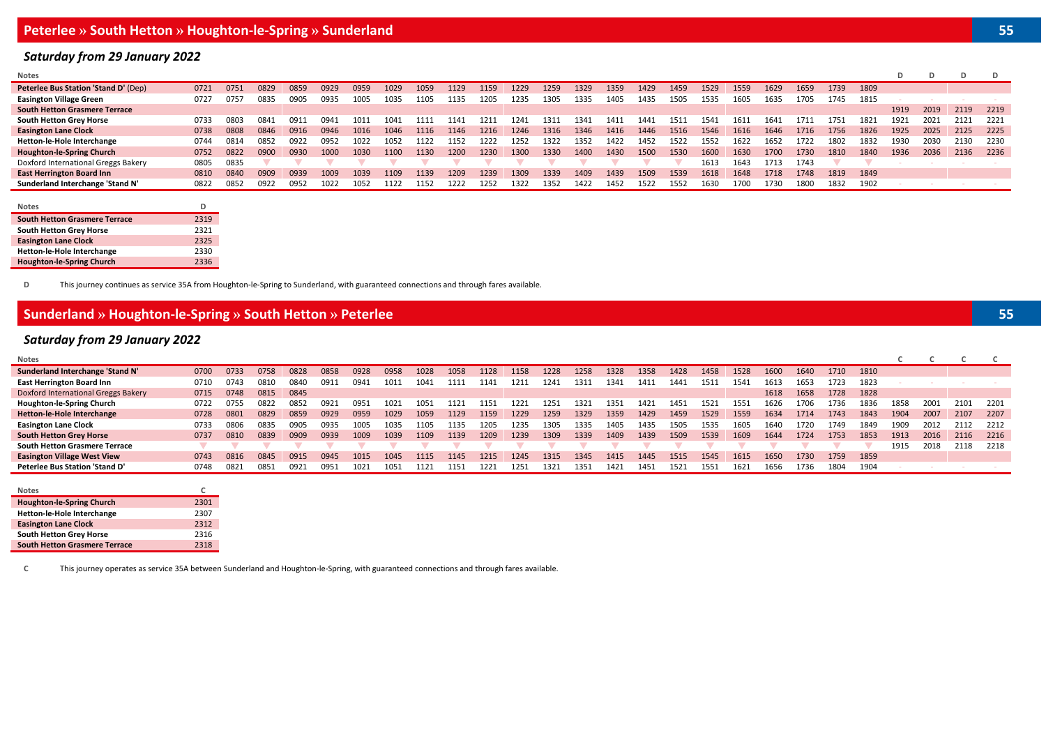## Peterlee » South Hetton » Houghton-le-Spring » Sunderland

### *Saturday from 29 January 2022*

| Notes | | | | | | | | | | | | | | | | | | | | | | | | D | D | D | D |
|---|---|---|---|---|---|---|---|---|---|---|---|---|---|---|---|---|---|---|---|---|---|---|---|---|---|---|---|
| Peterlee Bus Station 'Stand D' (Dep) | 0721 | 0751 | 0829 | 0859 | 0929 | 0959 | 1029 | 1059 | 1129 | 1159 | 1229 | 1259 | 1329 | 1359 | 1429 | 1459 | 1529 | 1559 | 1629 | 1659 | 1739 | 1809 | | - | - | - | - |
| Easington Village Green | 0727 | 0757 | 0835 | 0905 | 0935 | 1005 | 1035 | 1105 | 1135 | 1205 | 1235 | 1305 | 1335 | 1405 | 1435 | 1505 | 1535 | 1605 | 1635 | 1705 | 1745 | 1815 | | - | - | - | - |
| South Hetton Grasmere Terrace | | | | | | | | | | | | | | | | | | | | | | | | 1919 | 2019 | 2119 | 2219 |
| South Hetton Grey Horse | 0733 | 0803 | 0841 | 0911 | 0941 | 1011 | 1041 | 1111 | 1141 | 1211 | 1241 | 1311 | 1341 | 1411 | 1441 | 1511 | 1541 | 1611 | 1641 | 1711 | 1751 | 1821 | | 1921 | 2021 | 2121 | 2221 |
| Easington Lane Clock | 0738 | 0808 | 0846 | 0916 | 0946 | 1016 | 1046 | 1116 | 1146 | 1216 | 1246 | 1316 | 1346 | 1416 | 1446 | 1516 | 1546 | 1616 | 1646 | 1716 | 1756 | 1826 | | 1925 | 2025 | 2125 | 2225 |
| Hetton-le-Hole Interchange | 0744 | 0814 | 0852 | 0922 | 0952 | 1022 | 1052 | 1122 | 1152 | 1222 | 1252 | 1322 | 1352 | 1422 | 1452 | 1522 | 1552 | 1622 | 1652 | 1722 | 1802 | 1832 | | 1930 | 2030 | 2130 | 2230 |
| Houghton-le-Spring Church | 0752 | 0822 | 0900 | 0930 | 1000 | 1030 | 1100 | 1130 | 1200 | 1230 | 1300 | 1330 | 1400 | 1430 | 1500 | 1530 | 1600 | 1630 | 1700 | 1730 | 1810 | 1840 | | 1936 | 2036 | 2136 | 2236 |
| Doxford International Greggs Bakery | 0805 | 0835 | ▼ | ▼ | ▼ | ▼ | ▼ | ▼ | ▼ | ▼ | ▼ | ▼ | ▼ | ▼ | ▼ | ▼ | 1613 | 1643 | 1713 | 1743 | ▼ | ▼ | | - | - | - | - |
| East Herrington Board Inn | 0810 | 0840 | 0909 | 0939 | 1009 | 1039 | 1109 | 1139 | 1209 | 1239 | 1309 | 1339 | 1409 | 1439 | 1509 | 1539 | 1618 | 1648 | 1718 | 1748 | 1819 | 1849 | | | | | |
| Sunderland Interchange 'Stand N' | 0822 | 0852 | 0922 | 0952 | 1022 | 1052 | 1122 | 1152 | 1222 | 1252 | 1322 | 1352 | 1422 | 1452 | 1522 | 1552 | 1630 | 1700 | 1730 | 1800 | 1832 | 1902 | | - | - | - | - |

| Notes | D |
|---|---|
| South Hetton Grasmere Terrace | 2319 |
| South Hetton Grey Horse | 2321 |
| Easington Lane Clock | 2325 |
| Hetton-le-Hole Interchange | 2330 |
| Houghton-le-Spring Church | 2336 |

**D** This journey continues as service 35A from Houghton-le-Spring to Sunderland, with guaranteed connections and through fares available.

## Sunderland » Houghton-le-Spring » South Hetton » Peterlee

### *Saturday from 29 January 2022*

| Notes | | | | | | | | | | | | | | | | | | | | | | | C | C | C | C |
|---|---|---|---|---|---|---|---|---|---|---|---|---|---|---|---|---|---|---|---|---|---|---|---|---|---|---|
| Sunderland Interchange 'Stand N' | 0700 | 0733 | 0758 | 0828 | 0858 | 0928 | 0958 | 1028 | 1058 | 1128 | 1158 | 1228 | 1258 | 1328 | 1358 | 1428 | 1458 | 1528 | 1600 | 1640 | 1710 | 1810 | | | | |
| East Herrington Board Inn | 0710 | 0743 | 0810 | 0840 | 0911 | 0941 | 1011 | 1041 | 1111 | 1141 | 1211 | 1241 | 1311 | 1341 | 1411 | 1441 | 1511 | 1541 | 1613 | 1653 | 1723 | 1823 | - | - | - | - |
| Doxford International Greggs Bakery | 0715 | 0748 | 0815 | 0845 | | | | | | | | | | | | | | | 1618 | 1658 | 1728 | 1828 | | | | |
| Houghton-le-Spring Church | 0722 | 0755 | 0822 | 0852 | 0921 | 0951 | 1021 | 1051 | 1121 | 1151 | 1221 | 1251 | 1321 | 1351 | 1421 | 1451 | 1521 | 1551 | 1626 | 1706 | 1736 | 1836 | 1858 | 2001 | 2101 | 2201 |
| Hetton-le-Hole Interchange | 0728 | 0801 | 0829 | 0859 | 0929 | 0959 | 1029 | 1059 | 1129 | 1159 | 1229 | 1259 | 1329 | 1359 | 1429 | 1459 | 1529 | 1559 | 1634 | 1714 | 1743 | 1843 | 1904 | 2007 | 2107 | 2207 |
| Easington Lane Clock | 0733 | 0806 | 0835 | 0905 | 0935 | 1005 | 1035 | 1105 | 1135 | 1205 | 1235 | 1305 | 1335 | 1405 | 1435 | 1505 | 1535 | 1605 | 1640 | 1720 | 1749 | 1849 | 1909 | 2012 | 2112 | 2212 |
| South Hetton Grey Horse | 0737 | 0810 | 0839 | 0909 | 0939 | 1009 | 1039 | 1109 | 1139 | 1209 | 1239 | 1309 | 1339 | 1409 | 1439 | 1509 | 1539 | 1609 | 1644 | 1724 | 1753 | 1853 | 1913 | 2016 | 2116 | 2216 |
| South Hetton Grasmere Terrace | ▼ | ▼ | ▼ | ▼ | ▼ | ▼ | ▼ | ▼ | ▼ | ▼ | ▼ | ▼ | ▼ | ▼ | ▼ | ▼ | ▼ | ▼ | ▼ | ▼ | ▼ | ▼ | 1915 | 2018 | 2118 | 2218 |
| Easington Village West View | 0743 | 0816 | 0845 | 0915 | 0945 | 1015 | 1045 | 1115 | 1145 | 1215 | 1245 | 1315 | 1345 | 1415 | 1445 | 1515 | 1545 | 1615 | 1650 | 1730 | 1759 | 1859 | | | | |
| Peterlee Bus Station 'Stand D' | 0748 | 0821 | 0851 | 0921 | 0951 | 1021 | 1051 | 1121 | 1151 | 1221 | 1251 | 1321 | 1351 | 1421 | 1451 | 1521 | 1551 | 1621 | 1656 | 1736 | 1804 | 1904 | - | - | - | - |

| Notes | C |
|---|---|
| Houghton-le-Spring Church | 2301 |
| Hetton-le-Hole Interchange | 2307 |
| Easington Lane Clock | 2312 |
| South Hetton Grey Horse | 2316 |
| South Hetton Grasmere Terrace | 2318 |

**C** This journey operates as service 35A between Sunderland and Houghton-le-Spring, with guaranteed connections and through fares available.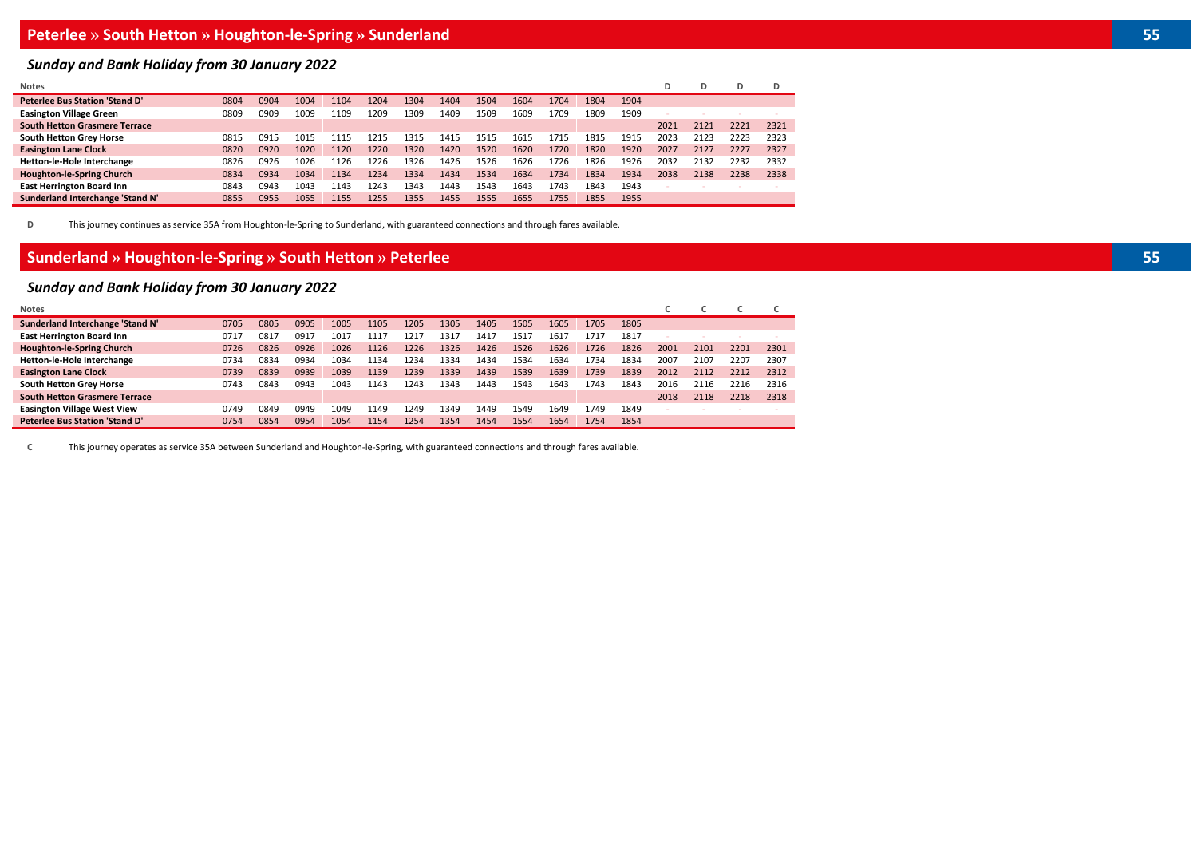## Peterlee » South Hetton » Houghton-le-Spring » Sunderland

### *Sunday and Bank Holiday from 30 January 2022*

| Notes | | | | | | | | | | | | | D | D | D | D |
|---|---|---|---|---|---|---|---|---|---|---|---|---|---|---|---|---|
| Peterlee Bus Station 'Stand D' | 0804 | 0904 | 1004 | 1104 | 1204 | 1304 | 1404 | 1504 | 1604 | 1704 | 1804 | 1904 | | | | |
| Easington Village Green | 0809 | 0909 | 1009 | 1109 | 1209 | 1309 | 1409 | 1509 | 1609 | 1709 | 1809 | 1909 | - | - | - | - |
| South Hetton Grasmere Terrace | | | | | | | | | | | | | 2021 | 2121 | 2221 | 2321 |
| South Hetton Grey Horse | 0815 | 0915 | 1015 | 1115 | 1215 | 1315 | 1415 | 1515 | 1615 | 1715 | 1815 | 1915 | 2023 | 2123 | 2223 | 2323 |
| Easington Lane Clock | 0820 | 0920 | 1020 | 1120 | 1220 | 1320 | 1420 | 1520 | 1620 | 1720 | 1820 | 1920 | 2027 | 2127 | 2227 | 2327 |
| Hetton-le-Hole Interchange | 0826 | 0926 | 1026 | 1126 | 1226 | 1326 | 1426 | 1526 | 1626 | 1726 | 1826 | 1926 | 2032 | 2132 | 2232 | 2332 |
| Houghton-le-Spring Church | 0834 | 0934 | 1034 | 1134 | 1234 | 1334 | 1434 | 1534 | 1634 | 1734 | 1834 | 1934 | 2038 | 2138 | 2238 | 2338 |
| East Herrington Board Inn | 0843 | 0943 | 1043 | 1143 | 1243 | 1343 | 1443 | 1543 | 1643 | 1743 | 1843 | 1943 | - | - | - | - |
| Sunderland Interchange 'Stand N' | 0855 | 0955 | 1055 | 1155 | 1255 | 1355 | 1455 | 1555 | 1655 | 1755 | 1855 | 1955 | | | | |

**D** This journey continues as service 35A from Houghton-le-Spring to Sunderland, with guaranteed connections and through fares available.

## Sunderland » Houghton-le-Spring » South Hetton » Peterlee

### *Sunday and Bank Holiday from 30 January 2022*

| Notes | | | | | | | | | | | | | C | C | C | C |
|---|---|---|---|---|---|---|---|---|---|---|---|---|---|---|---|---|
| Sunderland Interchange 'Stand N' | 0705 | 0805 | 0905 | 1005 | 1105 | 1205 | 1305 | 1405 | 1505 | 1605 | 1705 | 1805 | - | - | - | - |
| East Herrington Board Inn | 0717 | 0817 | 0917 | 1017 | 1117 | 1217 | 1317 | 1417 | 1517 | 1617 | 1717 | 1817 | - | - | - | - |
| Houghton-le-Spring Church | 0726 | 0826 | 0926 | 1026 | 1126 | 1226 | 1326 | 1426 | 1526 | 1626 | 1726 | 1826 | 2001 | 2101 | 2201 | 2301 |
| Hetton-le-Hole Interchange | 0734 | 0834 | 0934 | 1034 | 1134 | 1234 | 1334 | 1434 | 1534 | 1634 | 1734 | 1834 | 2007 | 2107 | 2207 | 2307 |
| Easington Lane Clock | 0739 | 0839 | 0939 | 1039 | 1139 | 1239 | 1339 | 1439 | 1539 | 1639 | 1739 | 1839 | 2012 | 2112 | 2212 | 2312 |
| South Hetton Grey Horse | 0743 | 0843 | 0943 | 1043 | 1143 | 1243 | 1343 | 1443 | 1543 | 1643 | 1743 | 1843 | 2016 | 2116 | 2216 | 2316 |
| South Hetton Grasmere Terrace | | | | | | | | | | | | | 2018 | 2118 | 2218 | 2318 |
| Easington Village West View | 0749 | 0849 | 0949 | 1049 | 1149 | 1249 | 1349 | 1449 | 1549 | 1649 | 1749 | 1849 | - | - | - | - |
| Peterlee Bus Station 'Stand D' | 0754 | 0854 | 0954 | 1054 | 1154 | 1254 | 1354 | 1454 | 1554 | 1654 | 1754 | 1854 | | | | |

**C** This journey operates as service 35A between Sunderland and Houghton-le-Spring, with guaranteed connections and through fares available.